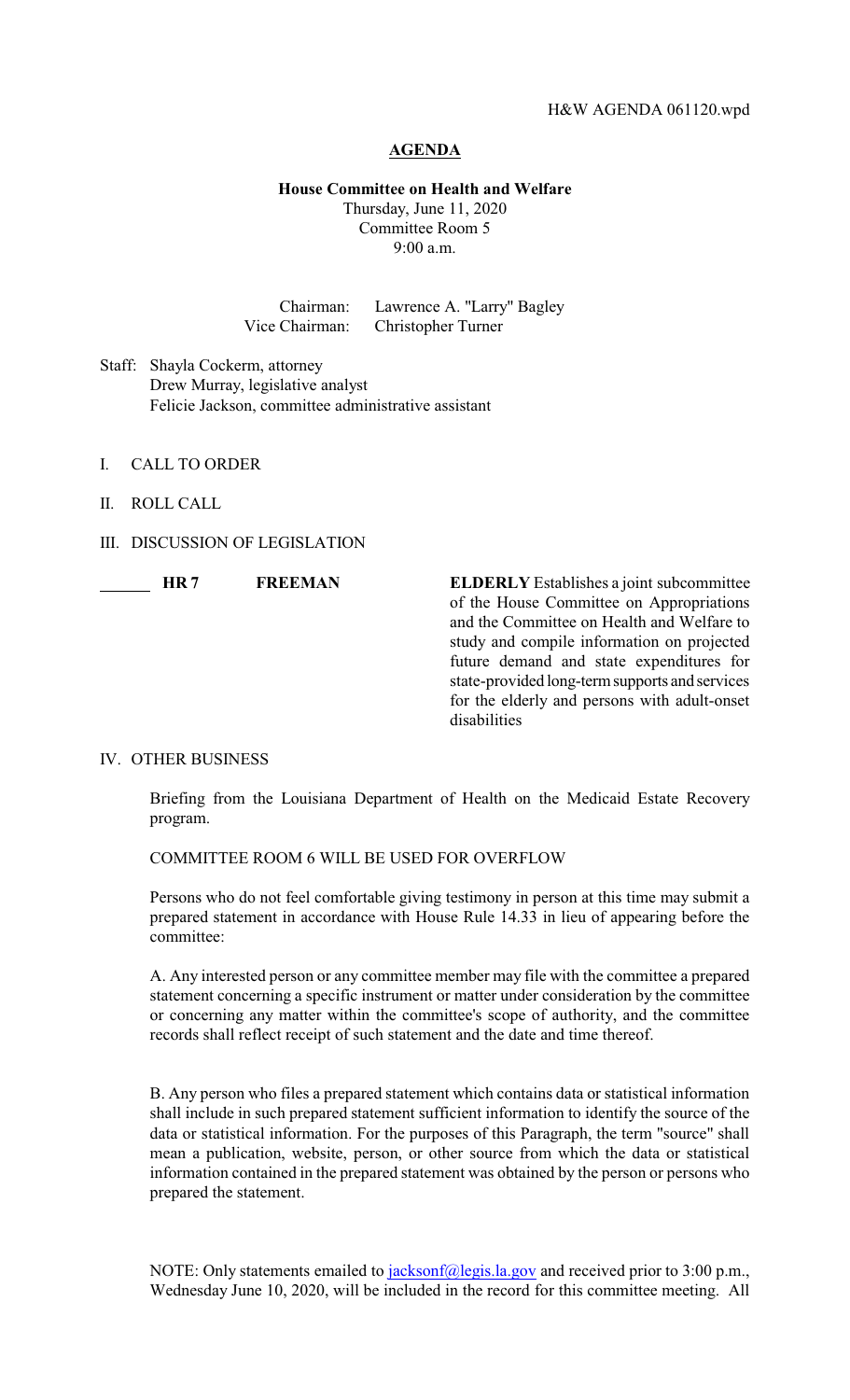H&W AGENDA 061120.wpd

**AGENDA**

**House Committee on Health and Welfare**
Thursday, June 11, 2020
Committee Room 5
9:00 a.m.

Chairman: Lawrence A. "Larry" Bagley
Vice Chairman: Christopher Turner

Staff: Shayla Cockerm, attorney
Drew Murray, legislative analyst
Felicie Jackson, committee administrative assistant

I. CALL TO ORDER

II. ROLL CALL

III. DISCUSSION OF LEGISLATION

| | | | |
|---|---|---|---|
| ______ | **HR 7** | **FREEMAN** | **ELDERLY** Establishes a joint subcommittee of the House Committee on Appropriations and the Committee on Health and Welfare to study and compile information on projected future demand and state expenditures for state-provided long-term supports and services for the elderly and persons with adult-onset disabilities |

IV. OTHER BUSINESS

Briefing from the Louisiana Department of Health on the Medicaid Estate Recovery program.

COMMITTEE ROOM 6 WILL BE USED FOR OVERFLOW

Persons who do not feel comfortable giving testimony in person at this time may submit a prepared statement in accordance with House Rule 14.33 in lieu of appearing before the committee:

A. Any interested person or any committee member may file with the committee a prepared statement concerning a specific instrument or matter under consideration by the committee or concerning any matter within the committee's scope of authority, and the committee records shall reflect receipt of such statement and the date and time thereof.

B. Any person who files a prepared statement which contains data or statistical information shall include in such prepared statement sufficient information to identify the source of the data or statistical information. For the purposes of this Paragraph, the term "source" shall mean a publication, website, person, or other source from which the data or statistical information contained in the prepared statement was obtained by the person or persons who prepared the statement.

NOTE: Only statements emailed to jacksonf@legis.la.gov and received prior to 3:00 p.m., Wednesday June 10, 2020, will be included in the record for this committee meeting. All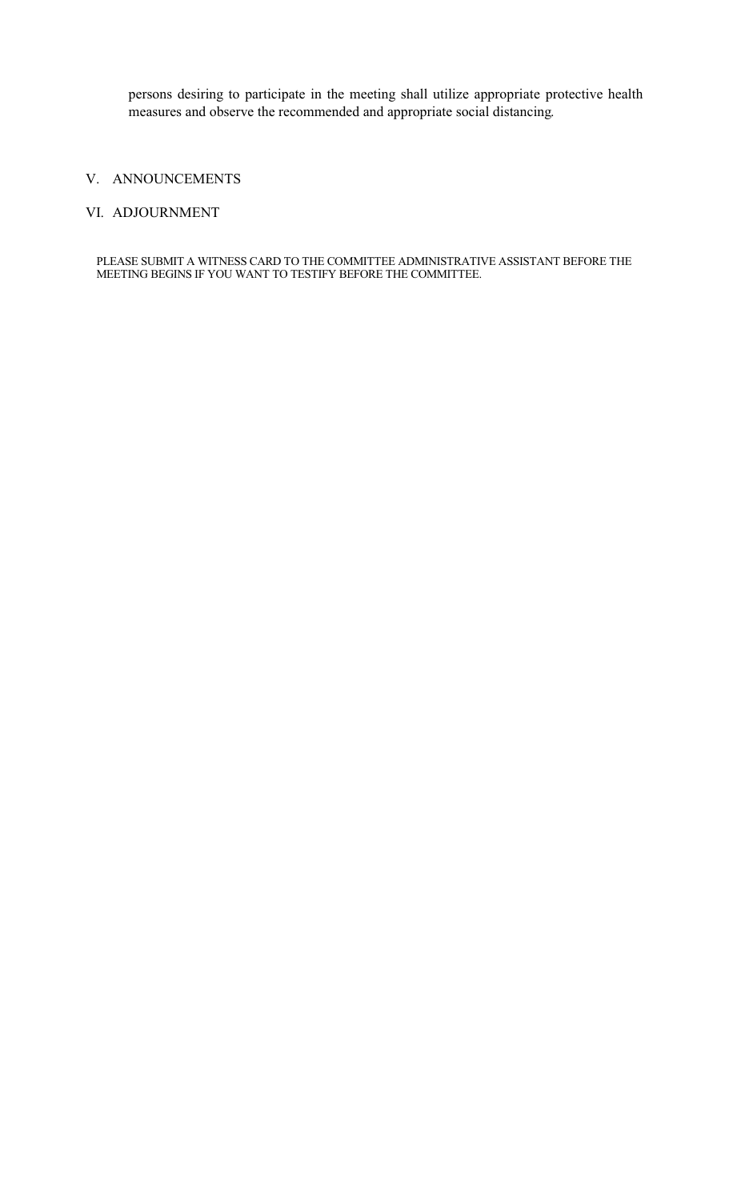persons desiring to participate in the meeting shall utilize appropriate protective health measures and observe the recommended and appropriate social distancing.

V. ANNOUNCEMENTS

VI. ADJOURNMENT

PLEASE SUBMIT A WITNESS CARD TO THE COMMITTEE ADMINISTRATIVE ASSISTANT BEFORE THE MEETING BEGINS IF YOU WANT TO TESTIFY BEFORE THE COMMITTEE.